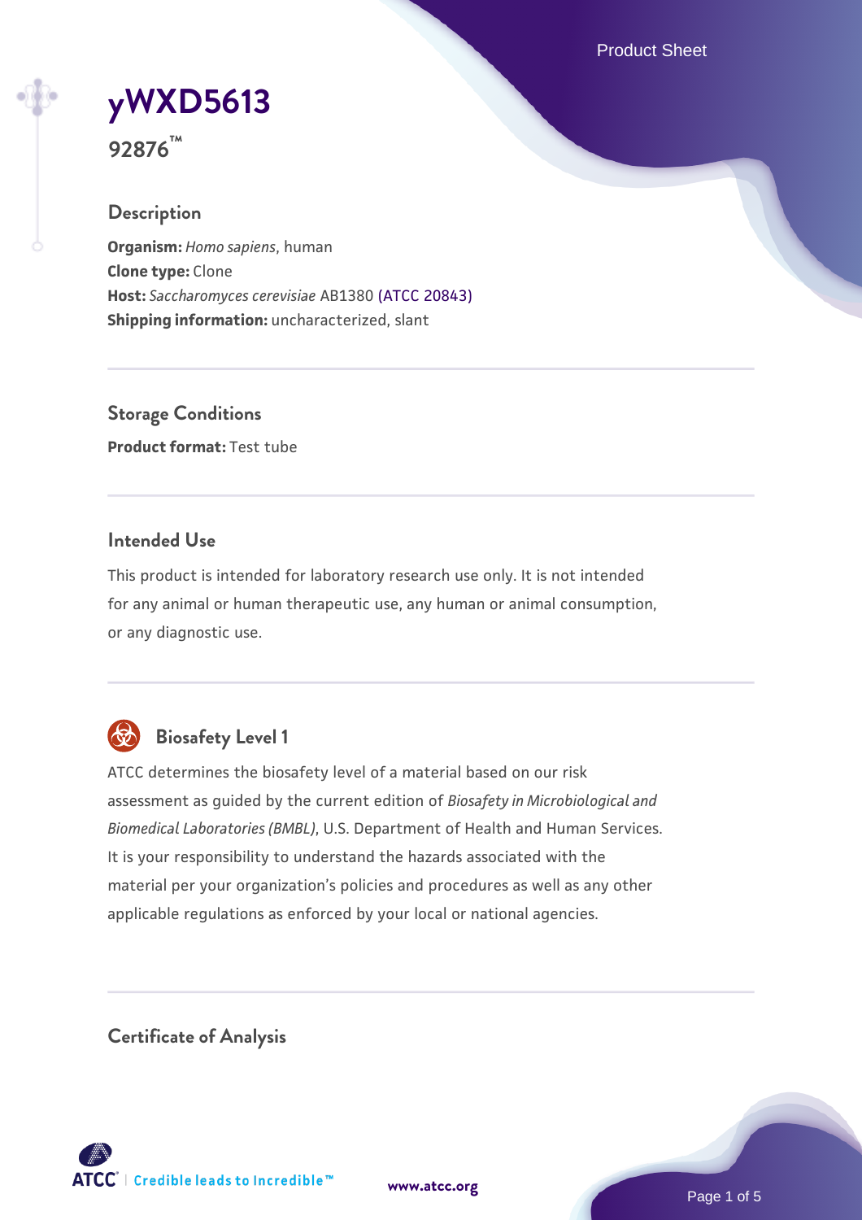# yWXD5613

**92876™**

## Description

**Organism:** *Homo sapiens*, human
**Clone type:** Clone
**Host:** *Saccharomyces cerevisiae* AB1380 (ATCC 20843)
**Shipping information:** uncharacterized, slant

## Storage Conditions

**Product format:** Test tube

## Intended Use

This product is intended for laboratory research use only. It is not intended for any animal or human therapeutic use, any human or animal consumption, or any diagnostic use.

## Biosafety Level 1

ATCC determines the biosafety level of a material based on our risk assessment as guided by the current edition of *Biosafety in Microbiological and Biomedical Laboratories (BMBL)*, U.S. Department of Health and Human Services. It is your responsibility to understand the hazards associated with the material per your organization's policies and procedures as well as any other applicable regulations as enforced by your local or national agencies.

## Certificate of Analysis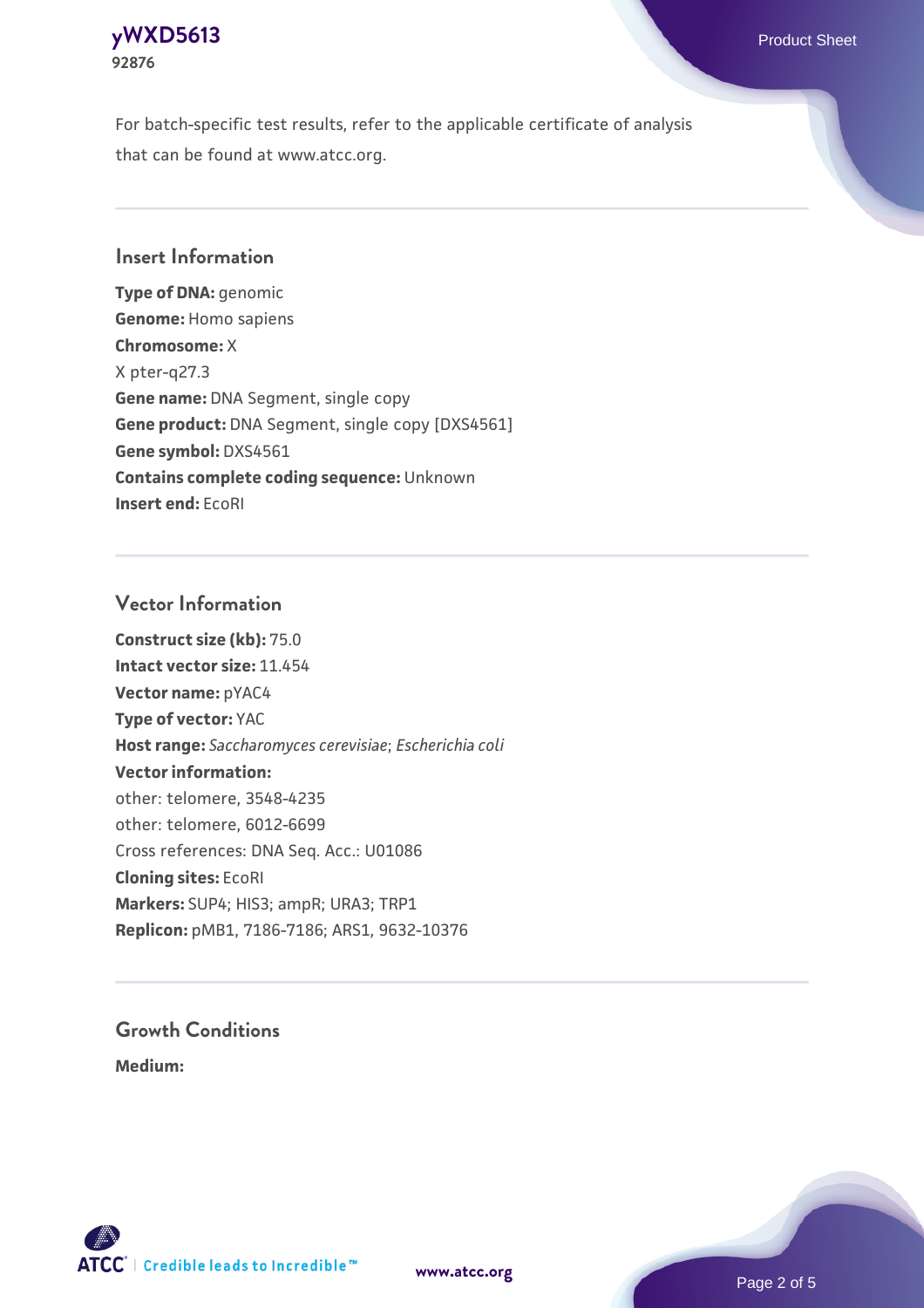For batch-specific test results, refer to the applicable certificate of analysis that can be found at www.atcc.org.

## Insert Information

**Type of DNA:** genomic
**Genome:** Homo sapiens
**Chromosome:** X
X pter-q27.3
**Gene name:** DNA Segment, single copy
**Gene product:** DNA Segment, single copy [DXS4561]
**Gene symbol:** DXS4561
**Contains complete coding sequence:** Unknown
**Insert end:** EcoRI

## Vector Information

**Construct size (kb):** 75.0
**Intact vector size:** 11.454
**Vector name:** pYAC4
**Type of vector:** YAC
**Host range:** *Saccharomyces cerevisiae*; *Escherichia coli*
**Vector information:**
other: telomere, 3548-4235
other: telomere, 6012-6699
Cross references: DNA Seq. Acc.: U01086
**Cloning sites:** EcoRI
**Markers:** SUP4; HIS3; ampR; URA3; TRP1
**Replicon:** pMB1, 7186-7186; ARS1, 9632-10376

## Growth Conditions

**Medium:**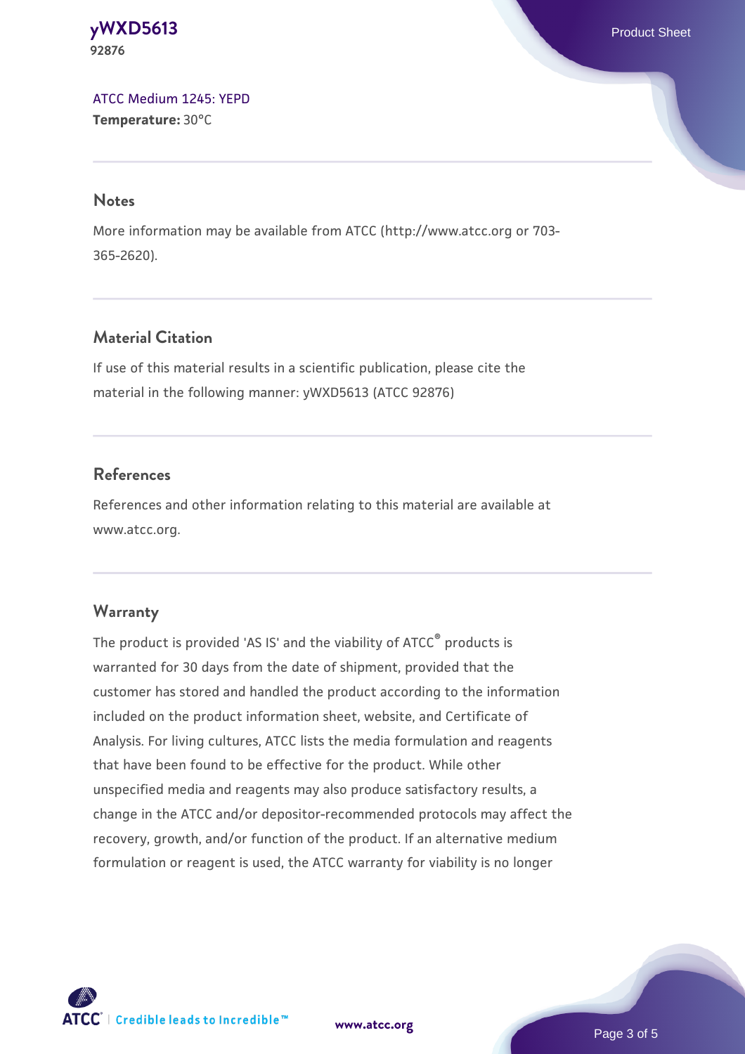ATCC Medium 1245: YEPD
**Temperature:** 30°C

## Notes

More information may be available from ATCC (http://www.atcc.org or 703-365-2620).

## Material Citation

If use of this material results in a scientific publication, please cite the material in the following manner: yWXD5613 (ATCC 92876)

## References

References and other information relating to this material are available at www.atcc.org.

## Warranty

The product is provided 'AS IS' and the viability of ATCC® products is warranted for 30 days from the date of shipment, provided that the customer has stored and handled the product according to the information included on the product information sheet, website, and Certificate of Analysis. For living cultures, ATCC lists the media formulation and reagents that have been found to be effective for the product. While other unspecified media and reagents may also produce satisfactory results, a change in the ATCC and/or depositor-recommended protocols may affect the recovery, growth, and/or function of the product. If an alternative medium formulation or reagent is used, the ATCC warranty for viability is no longer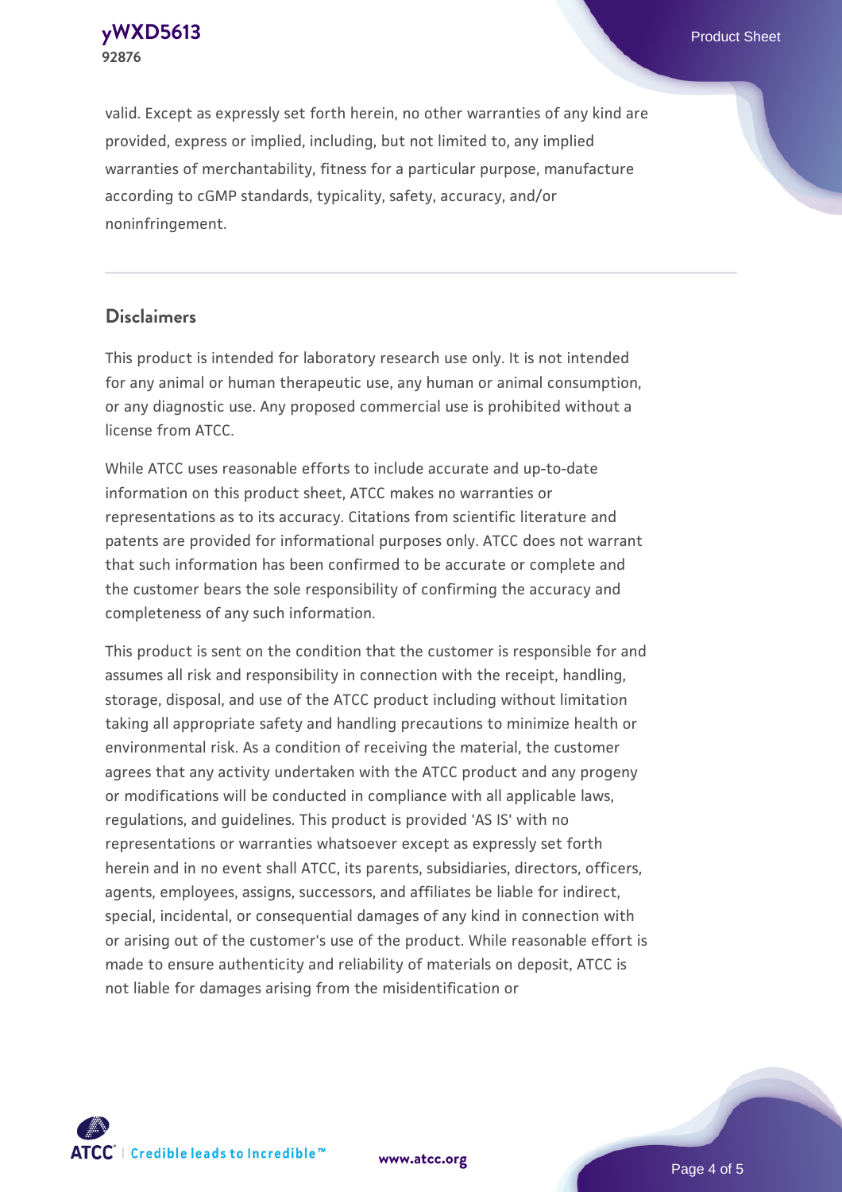valid. Except as expressly set forth herein, no other warranties of any kind are provided, express or implied, including, but not limited to, any implied warranties of merchantability, fitness for a particular purpose, manufacture according to cGMP standards, typicality, safety, accuracy, and/or noninfringement.

## Disclaimers

This product is intended for laboratory research use only. It is not intended for any animal or human therapeutic use, any human or animal consumption, or any diagnostic use. Any proposed commercial use is prohibited without a license from ATCC.

While ATCC uses reasonable efforts to include accurate and up-to-date information on this product sheet, ATCC makes no warranties or representations as to its accuracy. Citations from scientific literature and patents are provided for informational purposes only. ATCC does not warrant that such information has been confirmed to be accurate or complete and the customer bears the sole responsibility of confirming the accuracy and completeness of any such information.

This product is sent on the condition that the customer is responsible for and assumes all risk and responsibility in connection with the receipt, handling, storage, disposal, and use of the ATCC product including without limitation taking all appropriate safety and handling precautions to minimize health or environmental risk. As a condition of receiving the material, the customer agrees that any activity undertaken with the ATCC product and any progeny or modifications will be conducted in compliance with all applicable laws, regulations, and guidelines. This product is provided 'AS IS' with no representations or warranties whatsoever except as expressly set forth herein and in no event shall ATCC, its parents, subsidiaries, directors, officers, agents, employees, assigns, successors, and affiliates be liable for indirect, special, incidental, or consequential damages of any kind in connection with or arising out of the customer's use of the product. While reasonable effort is made to ensure authenticity and reliability of materials on deposit, ATCC is not liable for damages arising from the misidentification or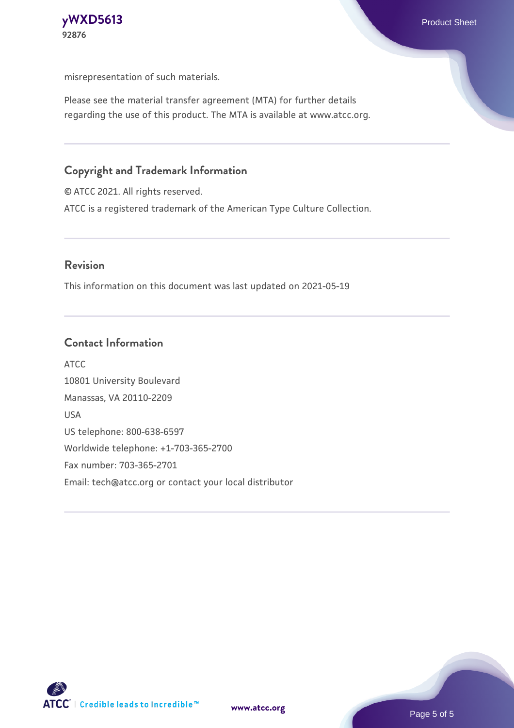misrepresentation of such materials.

Please see the material transfer agreement (MTA) for further details regarding the use of this product. The MTA is available at www.atcc.org.

## Copyright and Trademark Information

© ATCC 2021. All rights reserved.

ATCC is a registered trademark of the American Type Culture Collection.

## Revision

This information on this document was last updated on 2021-05-19

## Contact Information

ATCC
10801 University Boulevard
Manassas, VA 20110-2209
USA
US telephone: 800-638-6597
Worldwide telephone: +1-703-365-2700
Fax number: 703-365-2701
Email: tech@atcc.org or contact your local distributor